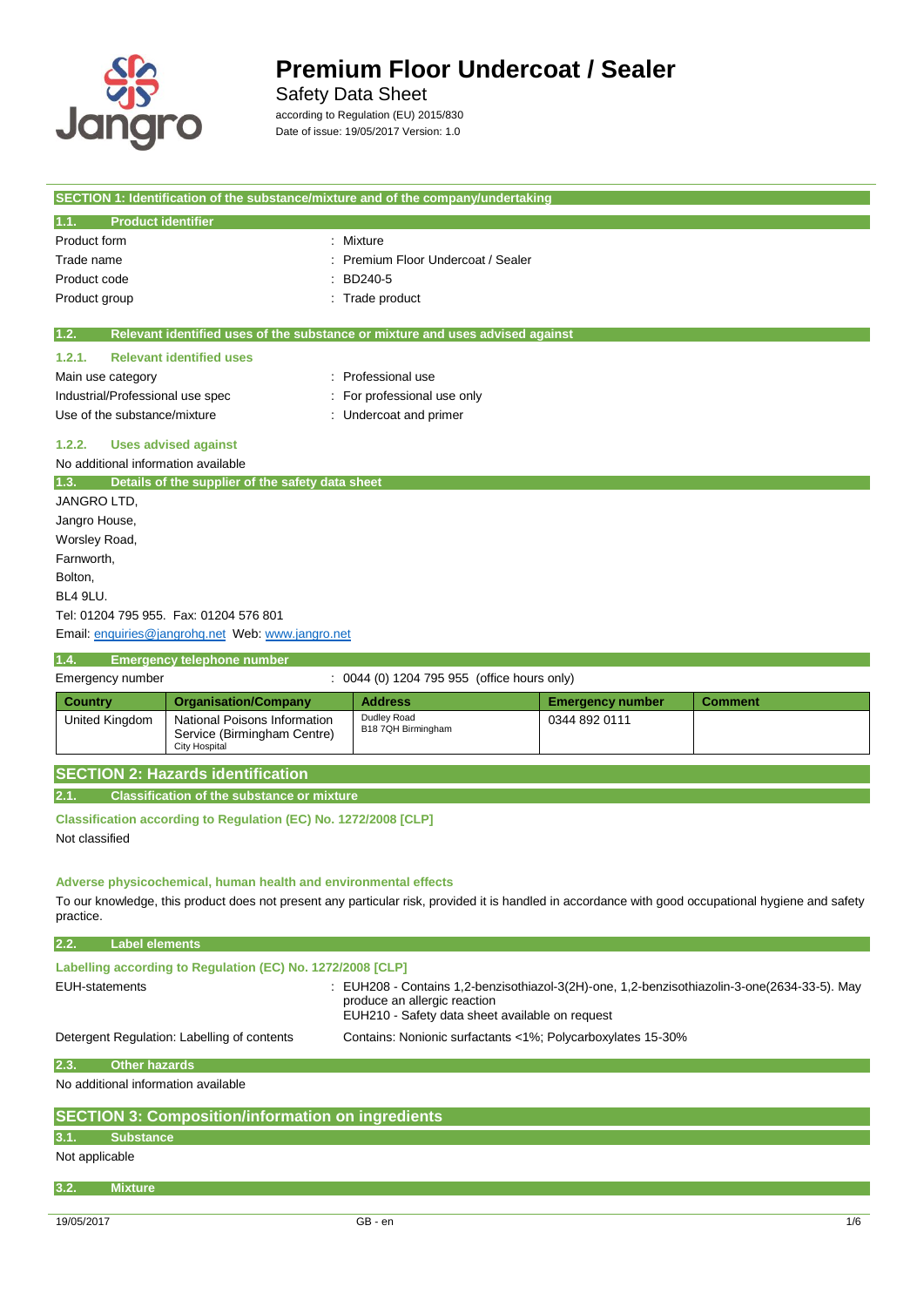# Premium Floor Undercoat / Sealer

Safety Data Sheet

according to Regulation (EU) 2015/830

Date of issue: 19/05/2017 Version: 1.0

## SECTION 1: Identification of the substance/mixture and of the company/undertaking

### 1.1. Product identifier

| | |
|---|---|
| Product form | : Mixture |
| Trade name | : Premium Floor Undercoat / Sealer |
| Product code | : BD240-5 |
| Product group | : Trade product |

### 1.2. Relevant identified uses of the substance or mixture and uses advised against

#### 1.2.1. Relevant identified uses

| | |
|---|---|
| Main use category | : Professional use |
| Industrial/Professional use spec | : For professional use only |
| Use of the substance/mixture | : Undercoat and primer |

#### 1.2.2. Uses advised against

No additional information available

### 1.3. Details of the supplier of the safety data sheet

JANGRO LTD,
Jangro House,
Worsley Road,
Farnworth,
Bolton,
BL4 9LU.
Tel: 01204 795 955. Fax: 01204 576 801
Email: enquiries@jangrohq.net Web: www.jangro.net

### 1.4. Emergency telephone number

Emergency number : 0044 (0) 1204 795 955 (office hours only)

| Country | Organisation/Company | Address | Emergency number | Comment |
|---|---|---|---|---|
| United Kingdom | National Poisons Information Service (Birmingham Centre) City Hospital | Dudley Road B18 7QH Birmingham | 0344 892 0111 | |

## SECTION 2: Hazards identification

### 2.1. Classification of the substance or mixture

**Classification according to Regulation (EC) No. 1272/2008 [CLP]**

Not classified

**Adverse physicochemical, human health and environmental effects**

To our knowledge, this product does not present any particular risk, provided it is handled in accordance with good occupational hygiene and safety practice.

### 2.2. Label elements

**Labelling according to Regulation (EC) No. 1272/2008 [CLP]**

| | |
|---|---|
| EUH-statements | : EUH208 - Contains 1,2-benzisothiazol-3(2H)-one, 1,2-benzisothiazolin-3-one(2634-33-5). May produce an allergic reaction<br>EUH210 - Safety data sheet available on request |
| Detergent Regulation: Labelling of contents | Contains: Nonionic surfactants <1%; Polycarboxylates 15-30% |

### 2.3. Other hazards

No additional information available

## SECTION 3: Composition/information on ingredients

### 3.1. Substance

Not applicable

### 3.2. Mixture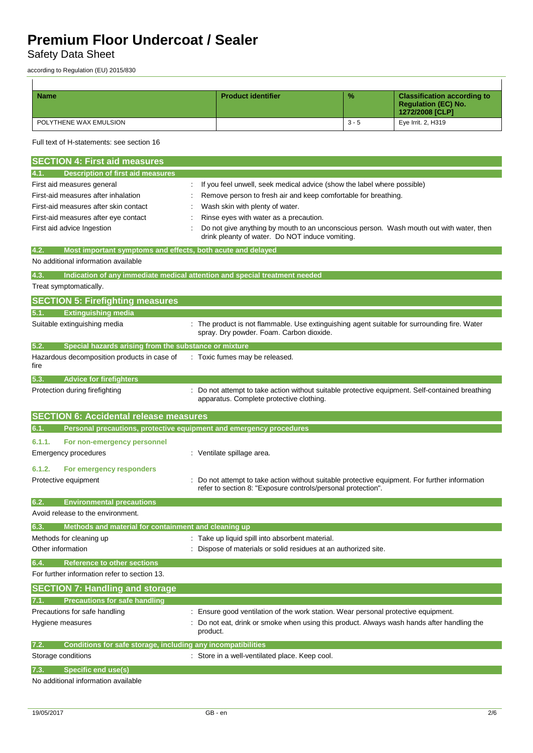| Name | Product identifier | % | Classification according to Regulation (EC) No. 1272/2008 [CLP] |
|---|---|---|---|
| POLYTHENE WAX EMULSION | | 3 - 5 | Eye Irrit. 2, H319 |

Full text of H-statements: see section 16

## SECTION 4: First aid measures

### 4.1. Description of first aid measures

| | |
|---|---|
| First aid measures general | : If you feel unwell, seek medical advice (show the label where possible) |
| First-aid measures after inhalation | : Remove person to fresh air and keep comfortable for breathing. |
| First-aid measures after skin contact | : Wash skin with plenty of water. |
| First-aid measures after eye contact | : Rinse eyes with water as a precaution. |
| First aid advice Ingestion | : Do not give anything by mouth to an unconscious person. Wash mouth out with water, then drink pleanty of water. Do NOT induce vomiting. |

### 4.2. Most important symptoms and effects, both acute and delayed

No additional information available

### 4.3. Indication of any immediate medical attention and special treatment needed

Treat symptomatically.

## SECTION 5: Firefighting measures

### 5.1. Extinguishing media

| | |
|---|---|
| Suitable extinguishing media | : The product is not flammable. Use extinguishing agent suitable for surrounding fire. Water spray. Dry powder. Foam. Carbon dioxide. |

### 5.2. Special hazards arising from the substance or mixture

| | |
|---|---|
| Hazardous decomposition products in case of fire | : Toxic fumes may be released. |

### 5.3. Advice for firefighters

| | |
|---|---|
| Protection during firefighting | : Do not attempt to take action without suitable protective equipment. Self-contained breathing apparatus. Complete protective clothing. |

## SECTION 6: Accidental release measures

### 6.1. Personal precautions, protective equipment and emergency procedures

#### 6.1.1. For non-emergency personnel

| | |
|---|---|
| Emergency procedures | : Ventilate spillage area. |

#### 6.1.2. For emergency responders

| | |
|---|---|
| Protective equipment | : Do not attempt to take action without suitable protective equipment. For further information refer to section 8: "Exposure controls/personal protection". |

### 6.2. Environmental precautions

Avoid release to the environment.

### 6.3. Methods and material for containment and cleaning up

| | |
|---|---|
| Methods for cleaning up | : Take up liquid spill into absorbent material. |
| Other information | : Dispose of materials or solid residues at an authorized site. |

### 6.4. Reference to other sections

For further information refer to section 13.

## SECTION 7: Handling and storage

### 7.1. Precautions for safe handling

| | |
|---|---|
| Precautions for safe handling | : Ensure good ventilation of the work station. Wear personal protective equipment. |
| Hygiene measures | : Do not eat, drink or smoke when using this product. Always wash hands after handling the product. |

### 7.2. Conditions for safe storage, including any incompatibilities

| | |
|---|---|
| Storage conditions | : Store in a well-ventilated place. Keep cool. |

### 7.3. Specific end use(s)

No additional information available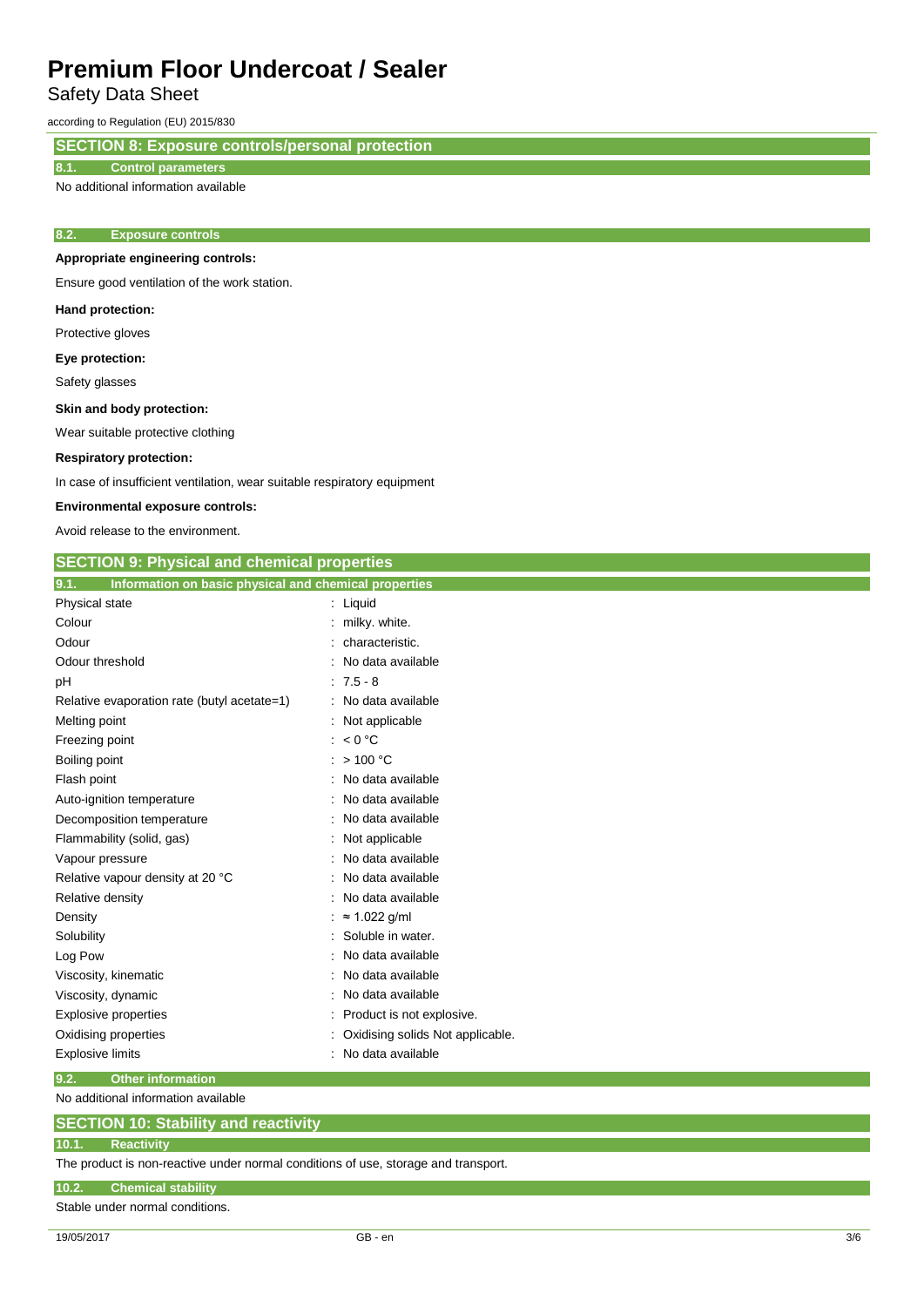## SECTION 8: Exposure controls/personal protection

### 8.1. Control parameters

No additional information available

### 8.2. Exposure controls

**Appropriate engineering controls:**

Ensure good ventilation of the work station.

**Hand protection:**

Protective gloves

**Eye protection:**

Safety glasses

**Skin and body protection:**

Wear suitable protective clothing

**Respiratory protection:**

In case of insufficient ventilation, wear suitable respiratory equipment

**Environmental exposure controls:**

Avoid release to the environment.

## SECTION 9: Physical and chemical properties

### 9.1. Information on basic physical and chemical properties

| Property | Value |
|---|---|
| Physical state | : Liquid |
| Colour | : milky. white. |
| Odour | : characteristic. |
| Odour threshold | : No data available |
| pH | : 7.5 - 8 |
| Relative evaporation rate (butyl acetate=1) | : No data available |
| Melting point | : Not applicable |
| Freezing point | : < 0 °C |
| Boiling point | : > 100 °C |
| Flash point | : No data available |
| Auto-ignition temperature | : No data available |
| Decomposition temperature | : No data available |
| Flammability (solid, gas) | : Not applicable |
| Vapour pressure | : No data available |
| Relative vapour density at 20 °C | : No data available |
| Relative density | : No data available |
| Density | : ≈ 1.022 g/ml |
| Solubility | : Soluble in water. |
| Log Pow | : No data available |
| Viscosity, kinematic | : No data available |
| Viscosity, dynamic | : No data available |
| Explosive properties | : Product is not explosive. |
| Oxidising properties | : Oxidising solids Not applicable. |
| Explosive limits | : No data available |

### 9.2. Other information

No additional information available

## SECTION 10: Stability and reactivity

### 10.1. Reactivity

The product is non-reactive under normal conditions of use, storage and transport.

### 10.2. Chemical stability

Stable under normal conditions.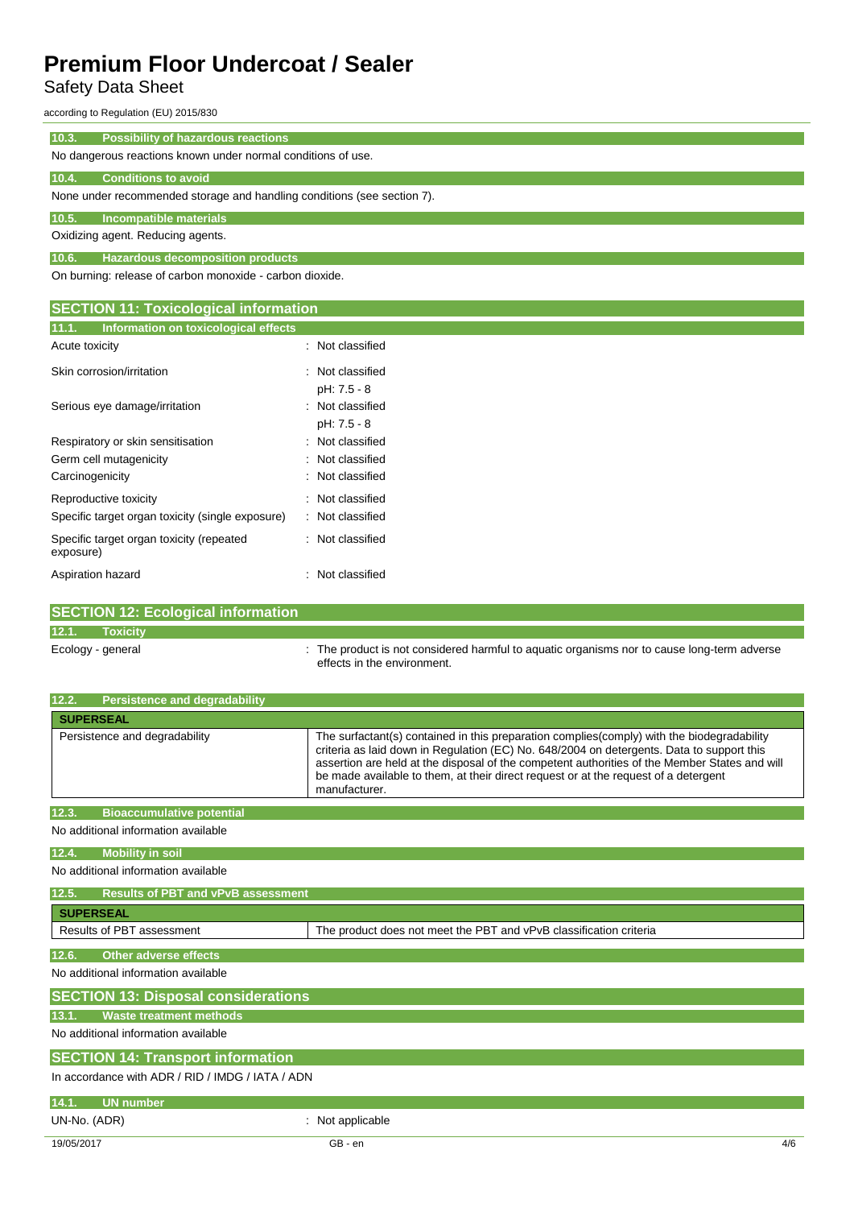### 10.3. Possibility of hazardous reactions

No dangerous reactions known under normal conditions of use.

### 10.4. Conditions to avoid

None under recommended storage and handling conditions (see section 7).

### 10.5. Incompatible materials

Oxidizing agent. Reducing agents.

### 10.6. Hazardous decomposition products

On burning: release of carbon monoxide - carbon dioxide.

## SECTION 11: Toxicological information

### 11.1. Information on toxicological effects

| | |
|---|---|
| Acute toxicity | : Not classified |
| Skin corrosion/irritation | : Not classified<br>pH: 7.5 - 8 |
| Serious eye damage/irritation | : Not classified<br>pH: 7.5 - 8 |
| Respiratory or skin sensitisation | : Not classified |
| Germ cell mutagenicity | : Not classified |
| Carcinogenicity | : Not classified |
| Reproductive toxicity | : Not classified |
| Specific target organ toxicity (single exposure) | : Not classified |
| Specific target organ toxicity (repeated exposure) | : Not classified |
| Aspiration hazard | : Not classified |

## SECTION 12: Ecological information

### 12.1. Toxicity

| | |
|---|---|
| Ecology - general | : The product is not considered harmful to aquatic organisms nor to cause long-term adverse effects in the environment. |

### 12.2. Persistence and degradability

| SUPERSEAL | |
|---|---|
| Persistence and degradability | The surfactant(s) contained in this preparation complies(comply) with the biodegradability criteria as laid down in Regulation (EC) No. 648/2004 on detergents. Data to support this assertion are held at the disposal of the competent authorities of the Member States and will be made available to them, at their direct request or at the request of a detergent manufacturer. |

### 12.3. Bioaccumulative potential

No additional information available

### 12.4. Mobility in soil

No additional information available

### 12.5. Results of PBT and vPvB assessment

| SUPERSEAL | |
|---|---|
| Results of PBT assessment | The product does not meet the PBT and vPvB classification criteria |

### 12.6. Other adverse effects

No additional information available

## SECTION 13: Disposal considerations

### 13.1. Waste treatment methods

No additional information available

## SECTION 14: Transport information

In accordance with ADR / RID / IMDG / IATA / ADN

### 14.1. UN number

| | |
|---|---|
| UN-No. (ADR) | : Not applicable |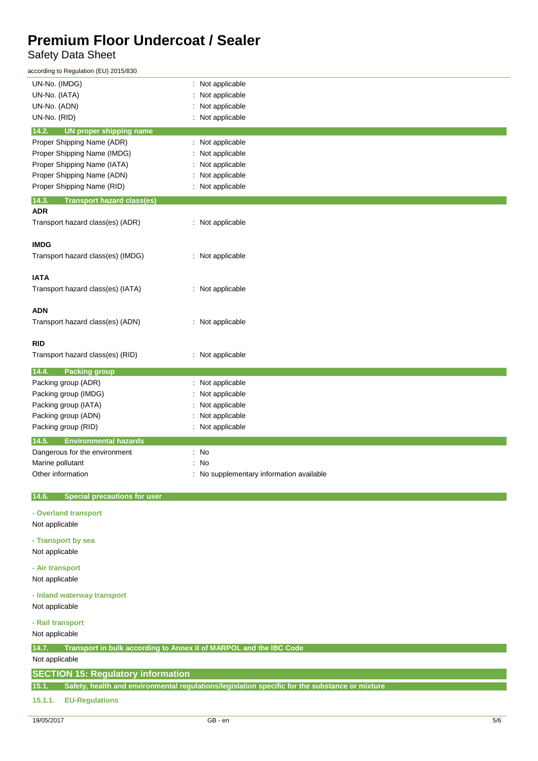| | |
|---|---|
| UN-No. (IMDG) | : Not applicable |
| UN-No. (IATA) | : Not applicable |
| UN-No. (ADN) | : Not applicable |
| UN-No. (RID) | : Not applicable |

### 14.2. UN proper shipping name

| | |
|---|---|
| Proper Shipping Name (ADR) | : Not applicable |
| Proper Shipping Name (IMDG) | : Not applicable |
| Proper Shipping Name (IATA) | : Not applicable |
| Proper Shipping Name (ADN) | : Not applicable |
| Proper Shipping Name (RID) | : Not applicable |

### 14.3. Transport hazard class(es)

**ADR**

Transport hazard class(es) (ADR) : Not applicable

**IMDG**

Transport hazard class(es) (IMDG) : Not applicable

**IATA**

Transport hazard class(es) (IATA) : Not applicable

**ADN**

Transport hazard class(es) (ADN) : Not applicable

**RID**

Transport hazard class(es) (RID) : Not applicable

### 14.4. Packing group

| | |
|---|---|
| Packing group (ADR) | : Not applicable |
| Packing group (IMDG) | : Not applicable |
| Packing group (IATA) | : Not applicable |
| Packing group (ADN) | : Not applicable |
| Packing group (RID) | : Not applicable |

### 14.5. Environmental hazards

| | |
|---|---|
| Dangerous for the environment | : No |
| Marine pollutant | : No |
| Other information | : No supplementary information available |

### 14.6. Special precautions for user

**- Overland transport**

Not applicable

**- Transport by sea**

Not applicable

**- Air transport**

Not applicable

**- Inland waterway transport**

Not applicable

**- Rail transport**

Not applicable

### 14.7. Transport in bulk according to Annex II of MARPOL and the IBC Code

Not applicable

## SECTION 15: Regulatory information

### 15.1. Safety, health and environmental regulations/legislation specific for the substance or mixture

#### 15.1.1. EU-Regulations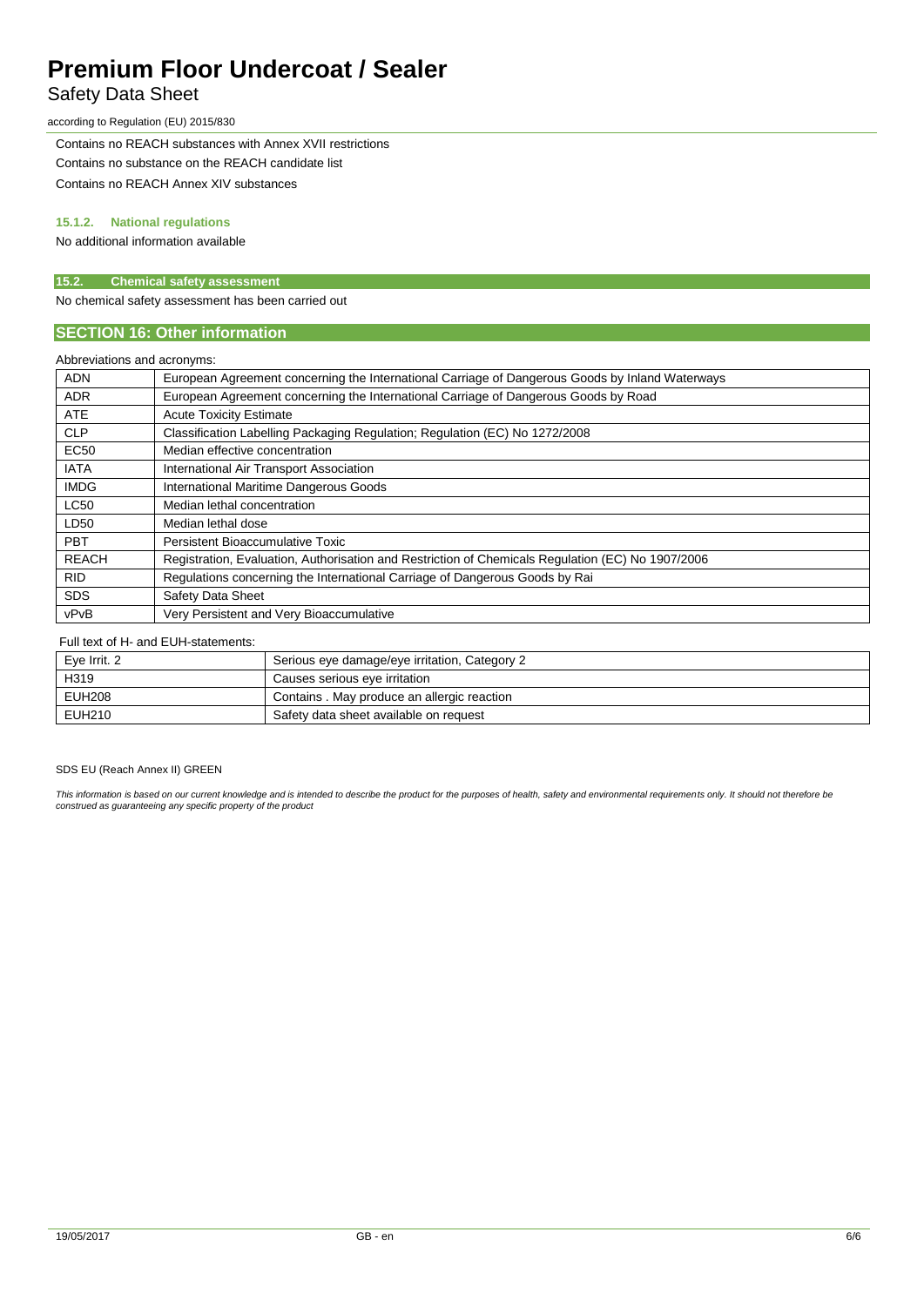Contains no REACH substances with Annex XVII restrictions

Contains no substance on the REACH candidate list

Contains no REACH Annex XIV substances

#### 15.1.2. National regulations

No additional information available

### 15.2. Chemical safety assessment

No chemical safety assessment has been carried out

## SECTION 16: Other information

Abbreviations and acronyms:

| | |
|---|---|
| ADN | European Agreement concerning the International Carriage of Dangerous Goods by Inland Waterways |
| ADR | European Agreement concerning the International Carriage of Dangerous Goods by Road |
| ATE | Acute Toxicity Estimate |
| CLP | Classification Labelling Packaging Regulation; Regulation (EC) No 1272/2008 |
| EC50 | Median effective concentration |
| IATA | International Air Transport Association |
| IMDG | International Maritime Dangerous Goods |
| LC50 | Median lethal concentration |
| LD50 | Median lethal dose |
| PBT | Persistent Bioaccumulative Toxic |
| REACH | Registration, Evaluation, Authorisation and Restriction of Chemicals Regulation (EC) No 1907/2006 |
| RID | Regulations concerning the International Carriage of Dangerous Goods by Rai |
| SDS | Safety Data Sheet |
| vPvB | Very Persistent and Very Bioaccumulative |

Full text of H- and EUH-statements:

| | |
|---|---|
| Eye Irrit. 2 | Serious eye damage/eye irritation, Category 2 |
| H319 | Causes serious eye irritation |
| EUH208 | Contains . May produce an allergic reaction |
| EUH210 | Safety data sheet available on request |

SDS EU (Reach Annex II) GREEN

*This information is based on our current knowledge and is intended to describe the product for the purposes of health, safety and environmental requirements only. It should not therefore be construed as guaranteeing any specific property of the product*